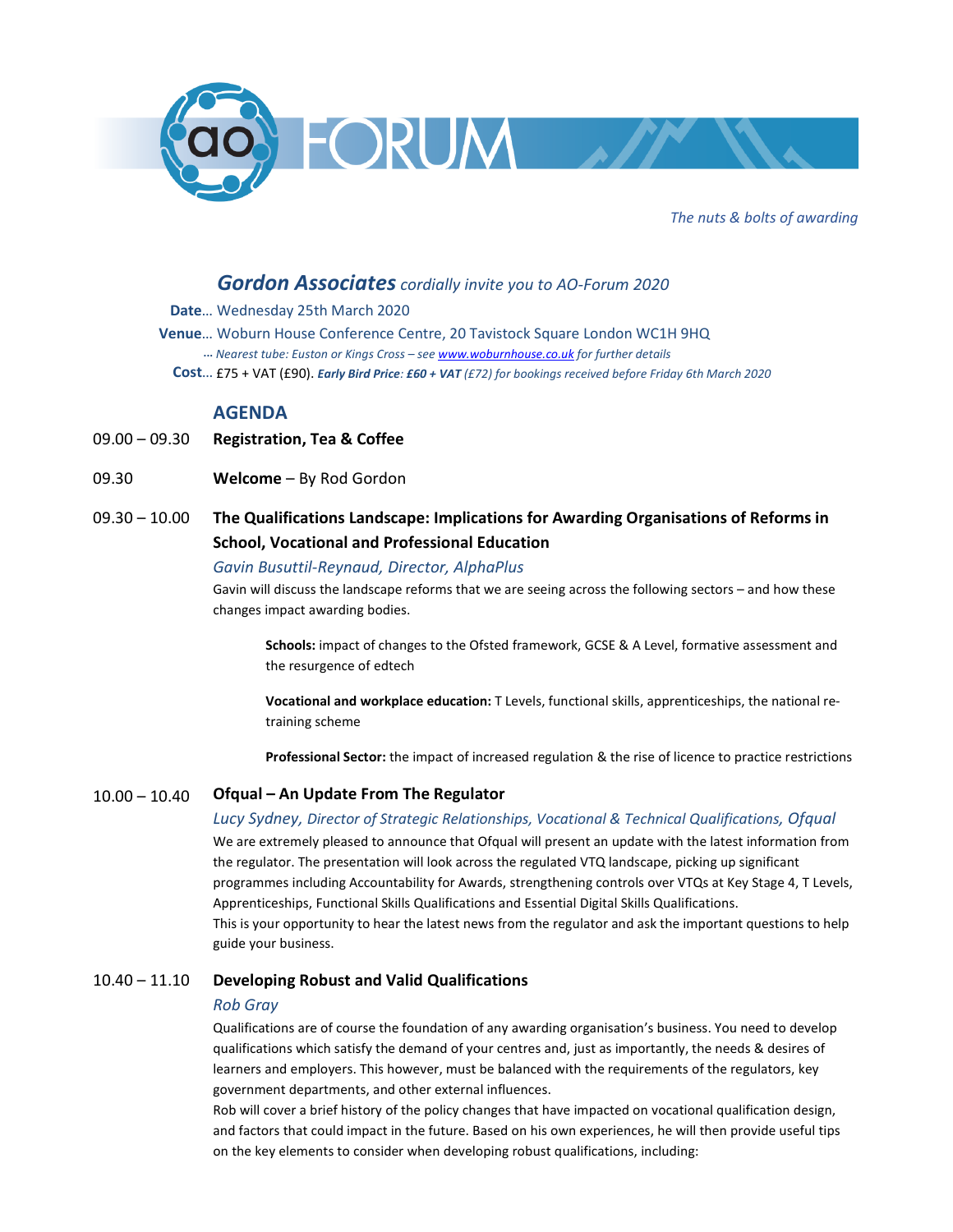# AO FORUM

*The nuts & bolts of awarding*

## ***Gordon Associates*** *cordially invite you to AO-Forum 2020*

**Date**… Wednesday 25th March 2020

**Venue**… Woburn House Conference Centre, 20 Tavistock Square London WC1H 9HQ

*… Nearest tube: Euston or Kings Cross – see www.woburnhouse.co.uk for further details*

**Cost**… £75 + VAT (£90). ***Early Bird Price**: **£60 + VAT** (£72) for bookings received before Friday 6th March 2020*

## AGENDA

09.00 – 09.30 **Registration, Tea & Coffee**

09.30 **Welcome** – By Rod Gordon

09.30 – 10.00 **The Qualifications Landscape: Implications for Awarding Organisations of Reforms in School, Vocational and Professional Education**

*Gavin Busuttil-Reynaud, Director, AlphaPlus*

Gavin will discuss the landscape reforms that we are seeing across the following sectors – and how these changes impact awarding bodies.

**Schools:** impact of changes to the Ofsted framework, GCSE & A Level, formative assessment and the resurgence of edtech

**Vocational and workplace education:** T Levels, functional skills, apprenticeships, the national re-training scheme

**Professional Sector:** the impact of increased regulation & the rise of licence to practice restrictions

10.00 – 10.40 **Ofqual – An Update From The Regulator**

*Lucy Sydney, Director of Strategic Relationships, Vocational & Technical Qualifications, Ofqual*

We are extremely pleased to announce that Ofqual will present an update with the latest information from the regulator. The presentation will look across the regulated VTQ landscape, picking up significant programmes including Accountability for Awards, strengthening controls over VTQs at Key Stage 4, T Levels, Apprenticeships, Functional Skills Qualifications and Essential Digital Skills Qualifications.
This is your opportunity to hear the latest news from the regulator and ask the important questions to help guide your business.

10.40 – 11.10 **Developing Robust and Valid Qualifications**

*Rob Gray*

Qualifications are of course the foundation of any awarding organisation's business. You need to develop qualifications which satisfy the demand of your centres and, just as importantly, the needs & desires of learners and employers. This however, must be balanced with the requirements of the regulators, key government departments, and other external influences.
Rob will cover a brief history of the policy changes that have impacted on vocational qualification design, and factors that could impact in the future. Based on his own experiences, he will then provide useful tips on the key elements to consider when developing robust qualifications, including: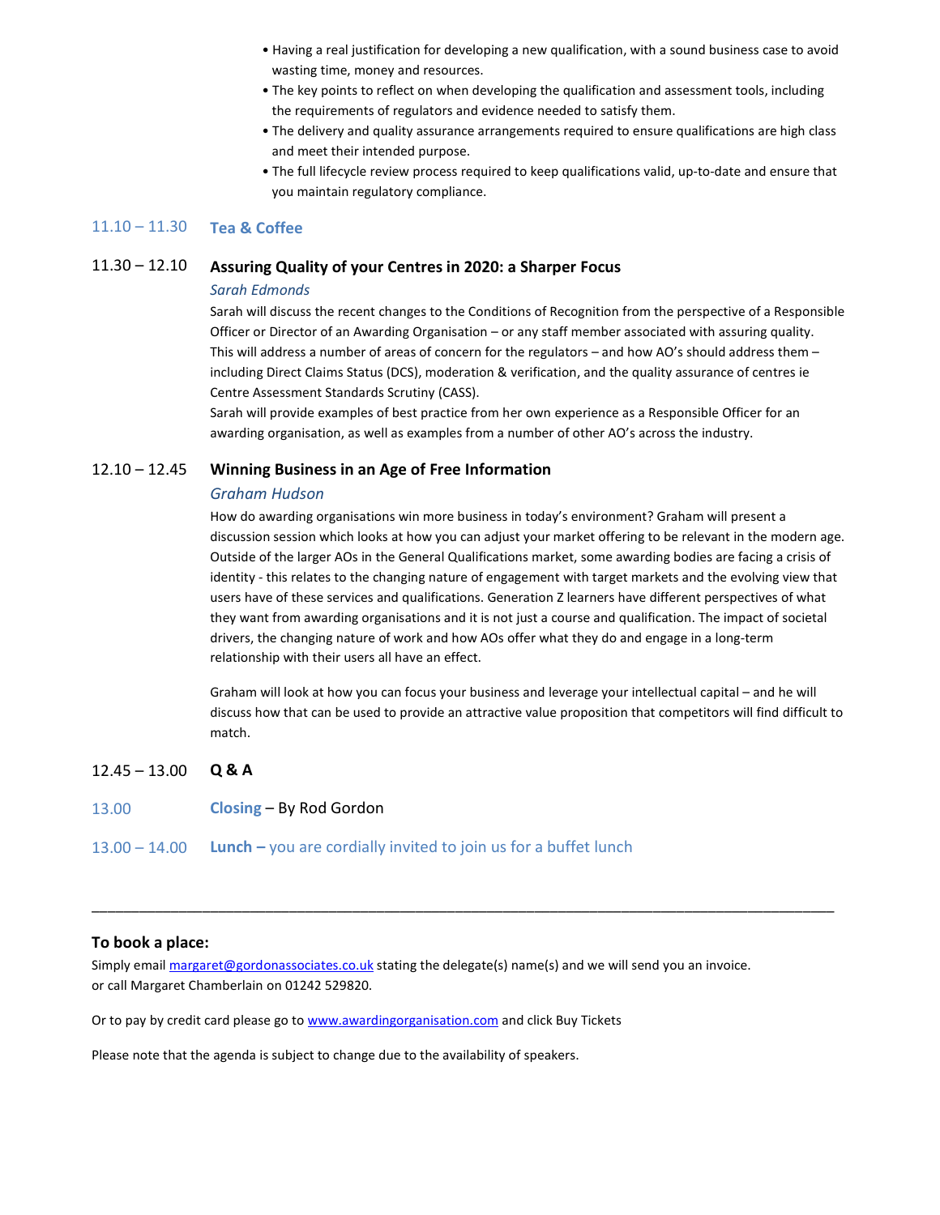- Having a real justification for developing a new qualification, with a sound business case to avoid wasting time, money and resources.
- The key points to reflect on when developing the qualification and assessment tools, including the requirements of regulators and evidence needed to satisfy them.
- The delivery and quality assurance arrangements required to ensure qualifications are high class and meet their intended purpose.
- The full lifecycle review process required to keep qualifications valid, up-to-date and ensure that you maintain regulatory compliance.

11.10 – 11.30 **Tea & Coffee**

11.30 – 12.10 **Assuring Quality of your Centres in 2020: a Sharper Focus**

*Sarah Edmonds*

Sarah will discuss the recent changes to the Conditions of Recognition from the perspective of a Responsible Officer or Director of an Awarding Organisation – or any staff member associated with assuring quality. This will address a number of areas of concern for the regulators – and how AO's should address them – including Direct Claims Status (DCS), moderation & verification, and the quality assurance of centres ie Centre Assessment Standards Scrutiny (CASS).

Sarah will provide examples of best practice from her own experience as a Responsible Officer for an awarding organisation, as well as examples from a number of other AO's across the industry.

12.10 – 12.45 **Winning Business in an Age of Free Information**

*Graham Hudson*

How do awarding organisations win more business in today's environment? Graham will present a discussion session which looks at how you can adjust your market offering to be relevant in the modern age. Outside of the larger AOs in the General Qualifications market, some awarding bodies are facing a crisis of identity - this relates to the changing nature of engagement with target markets and the evolving view that users have of these services and qualifications. Generation Z learners have different perspectives of what they want from awarding organisations and it is not just a course and qualification. The impact of societal drivers, the changing nature of work and how AOs offer what they do and engage in a long-term relationship with their users all have an effect.

Graham will look at how you can focus your business and leverage your intellectual capital – and he will discuss how that can be used to provide an attractive value proposition that competitors will find difficult to match.

12.45 – 13.00 **Q & A**

13.00 **Closing** – By Rod Gordon

13.00 – 14.00 **Lunch –** you are cordially invited to join us for a buffet lunch

---

**To book a place:**

Simply email margaret@gordonassociates.co.uk stating the delegate(s) name(s) and we will send you an invoice.
or call Margaret Chamberlain on 01242 529820.

Or to pay by credit card please go to www.awardingorganisation.com and click Buy Tickets

Please note that the agenda is subject to change due to the availability of speakers.